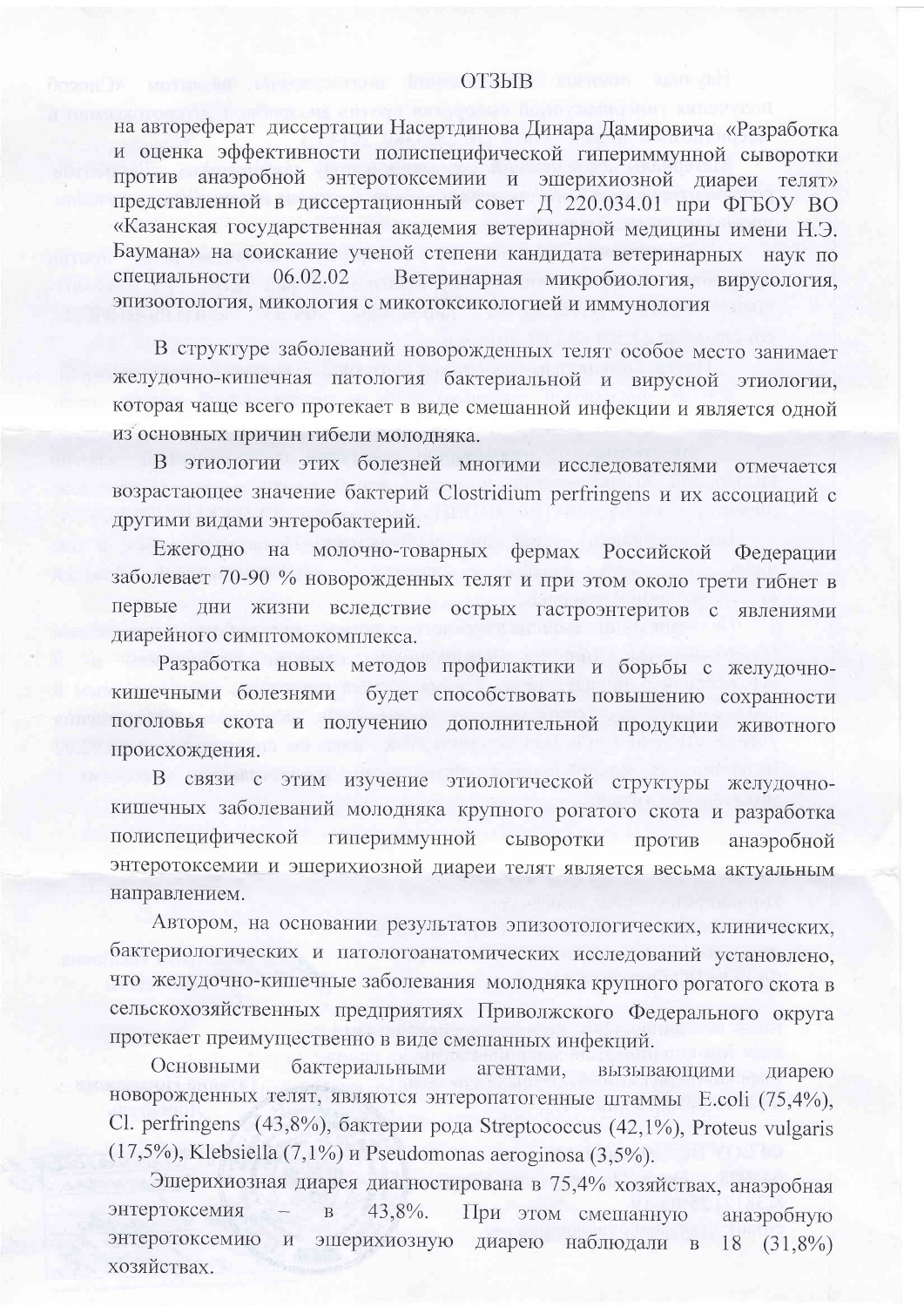# ОТЗЫВ

на автореферат диссертации Насертдинова Динара Дамировича «Разработка и оценка эффективности полиспецифической гипериммунной сыворотки против анаэробной энтеротоксемии и эшерихиозной диареи телят» представленной в диссертационный совет Д 220.034.01 при ФГБОУ ВО «Казанская государственная академия ветеринарной медицины имени Н.Э. Баумана» на соискание ученой степени кандидата ветеринарных наук по специальности 06.02.02 Ветеринарная микробиология, вирусология, эпизоотология, микология с микотоксикологией и иммунология

В структуре заболеваний новорожденных телят особое место занимает желудочно-кишечная патология бактериальной и вирусной этиологии, которая чаще всего протекает в виде смешанной инфекции и является одной из основных причин гибели молодняка.

В этиологии этих болезней многими исследователями отмечается возрастающее значение бактерий Clostridium perfringens и их ассоциаций с другими видами энтеробактерий.

Ежегодно на молочно-товарных фермах Российской Федерации заболевает 70-90 % новорожденных телят и при этом около трети гибнет в первые дни жизни вследствие острых гастроэнтеритов с явлениями диарейного симптомокомплекса.

Разработка новых методов профилактики и борьбы с желудочно-кишечными болезнями будет способствовать повышению сохранности поголовья скота и получению дополнительной продукции животного происхождения.

В связи с этим изучение этиологической структуры желудочно-кишечных заболеваний молодняка крупного рогатого скота и разработка полиспецифической гипериммунной сыворотки против анаэробной энтеротоксемии и эшерихиозной диареи телят является весьма актуальным направлением.

Автором, на основании результатов эпизоотологических, клинических, бактериологических и патологоанатомических исследований установлено, что желудочно-кишечные заболевания молодняка крупного рогатого скота в сельскохозяйственных предприятиях Приволжского Федерального округа протекает преимущественно в виде смешанных инфекций.

Основными бактериальными агентами, вызывающими диарею новорожденных телят, являются энтеропатогенные штаммы E.coli (75,4%), Cl. perfringens (43,8%), бактерии рода Streptococcus (42,1%), Proteus vulgaris (17,5%), Klebsiella (7,1%) и Pseudomonas aeroginosa (3,5%).

Эшерихиозная диарея диагностирована в 75,4% хозяйствах, анаэробная энтертоксемия – в 43,8%. При этом смешанную анаэробную энтеротоксемию и эшерихиозную диарею наблюдали в 18 (31,8%) хозяйствах.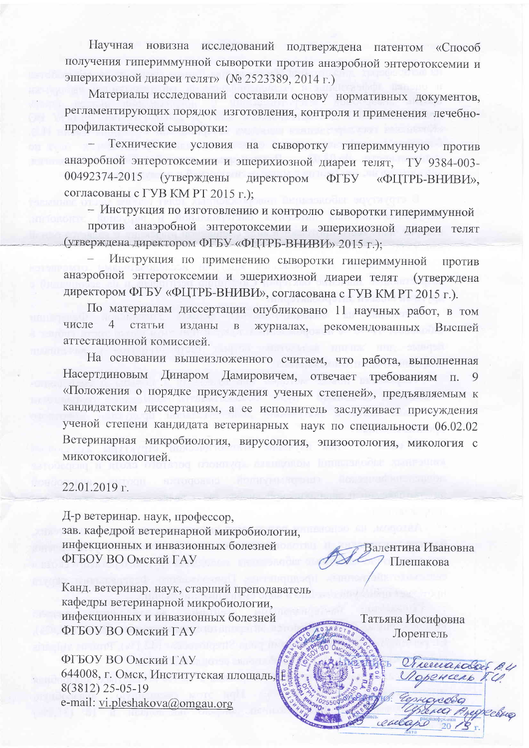Научная новизна исследований подтверждена патентом «Способ получения гипериммунной сыворотки против анаэробной энтеротоксемии и эшерихиозной диареи телят» (№ 2523389, 2014 г.)

Материалы исследований составили основу нормативных документов, регламентирующих порядок изготовления, контроля и применения лечебно-профилактической сыворотки:

- Технические условия на сыворотку гипериммунную против анаэробной энтеротоксемии и эшерихиозной диареи телят, ТУ 9384-003-00492374-2015 (утверждены директором ФГБУ «ФЦТРБ-ВНИВИ», согласованы с ГУВ КМ РТ 2015 г.);
- Инструкция по изготовлению и контролю сыворотки гипериммунной против анаэробной энтеротоксемии и эшерихиозной диареи телят (утверждена директором ФГБУ «ФЦТРБ-ВНИВИ» 2015 г.);
- Инструкция по применению сыворотки гипериммунной против анаэробной энтеротоксемии и эшерихиозной диареи телят (утверждена директором ФГБУ «ФЦТРБ-ВНИВИ», согласована с ГУВ КМ РТ 2015 г.).

По материалам диссертации опубликовано 11 научных работ, в том числе 4 статьи изданы в журналах, рекомендованных Высшей аттестационной комиссией.

На основании вышеизложенного считаем, что работа, выполненная Насертдиновым Динаром Дамировичем, отвечает требованиям п. 9 «Положения о порядке присуждения ученых степеней», предъявляемым к кандидатским диссертациям, а ее исполнитель заслуживает присуждения ученой степени кандидата ветеринарных наук по специальности 06.02.02 Ветеринарная микробиология, вирусология, эпизоотология, микология с микотоксикологией.

22.01.2019 г.

Д-р ветеринар. наук, профессор,
зав. кафедрой ветеринарной микробиологии,
инфекционных и инвазионных болезней
ФГБОУ ВО Омский ГАУ — Валентина Ивановна Плешакова

Канд. ветеринар. наук, старший преподаватель
кафедры ветеринарной микробиологии,
инфекционных и инвазионных болезней
ФГБОУ ВО Омский ГАУ — Татьяна Иосифовна Лоренгель

ФГБОУ ВО Омский ГАУ
644008, г. Омск, Институтская площадь, 1
8(3812) 25-05-19
e-mail: vi.pleshakova@omgau.org